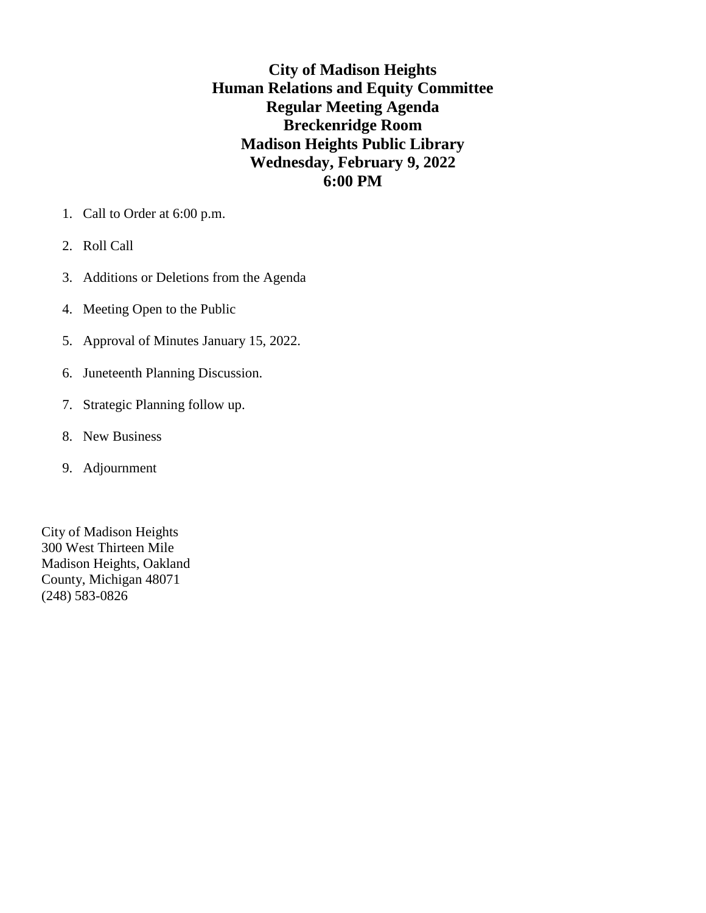# City of Madison Heights
# Human Relations and Equity Committee
# Regular Meeting Agenda
# Breckenridge Room
# Madison Heights Public Library
# Wednesday, February 9, 2022
# 6:00 PM

1. Call to Order at 6:00 p.m.
2. Roll Call
3. Additions or Deletions from the Agenda
4. Meeting Open to the Public
5. Approval of Minutes January 15, 2022.
6. Juneteenth Planning Discussion.
7. Strategic Planning follow up.
8. New Business
9. Adjournment

City of Madison Heights
300 West Thirteen Mile
Madison Heights, Oakland
County, Michigan 48071
(248) 583-0826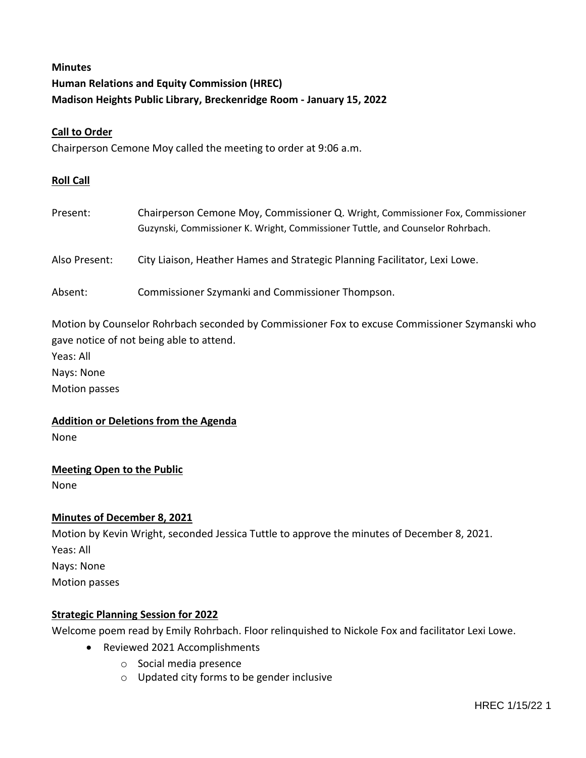**Minutes**
**Human Relations and Equity Commission (HREC)**
**Madison Heights Public Library, Breckenridge Room - January 15, 2022**

**Call to Order**

Chairperson Cemone Moy called the meeting to order at 9:06 a.m.

**Roll Call**

Present: Chairperson Cemone Moy, Commissioner Q. Wright, Commissioner Fox, Commissioner Guzynski, Commissioner K. Wright, Commissioner Tuttle, and Counselor Rohrbach.

Also Present: City Liaison, Heather Hames and Strategic Planning Facilitator, Lexi Lowe.

Absent: Commissioner Szymanki and Commissioner Thompson.

Motion by Counselor Rohrbach seconded by Commissioner Fox to excuse Commissioner Szymanski who gave notice of not being able to attend.
Yeas: All
Nays: None
Motion passes

**Addition or Deletions from the Agenda**

None

**Meeting Open to the Public**

None

**Minutes of December 8, 2021**

Motion by Kevin Wright, seconded Jessica Tuttle to approve the minutes of December 8, 2021.
Yeas: All
Nays: None
Motion passes

**Strategic Planning Session for 2022**

Welcome poem read by Emily Rohrbach. Floor relinquished to Nickole Fox and facilitator Lexi Lowe.

- Reviewed 2021 Accomplishments
  - Social media presence
  - Updated city forms to be gender inclusive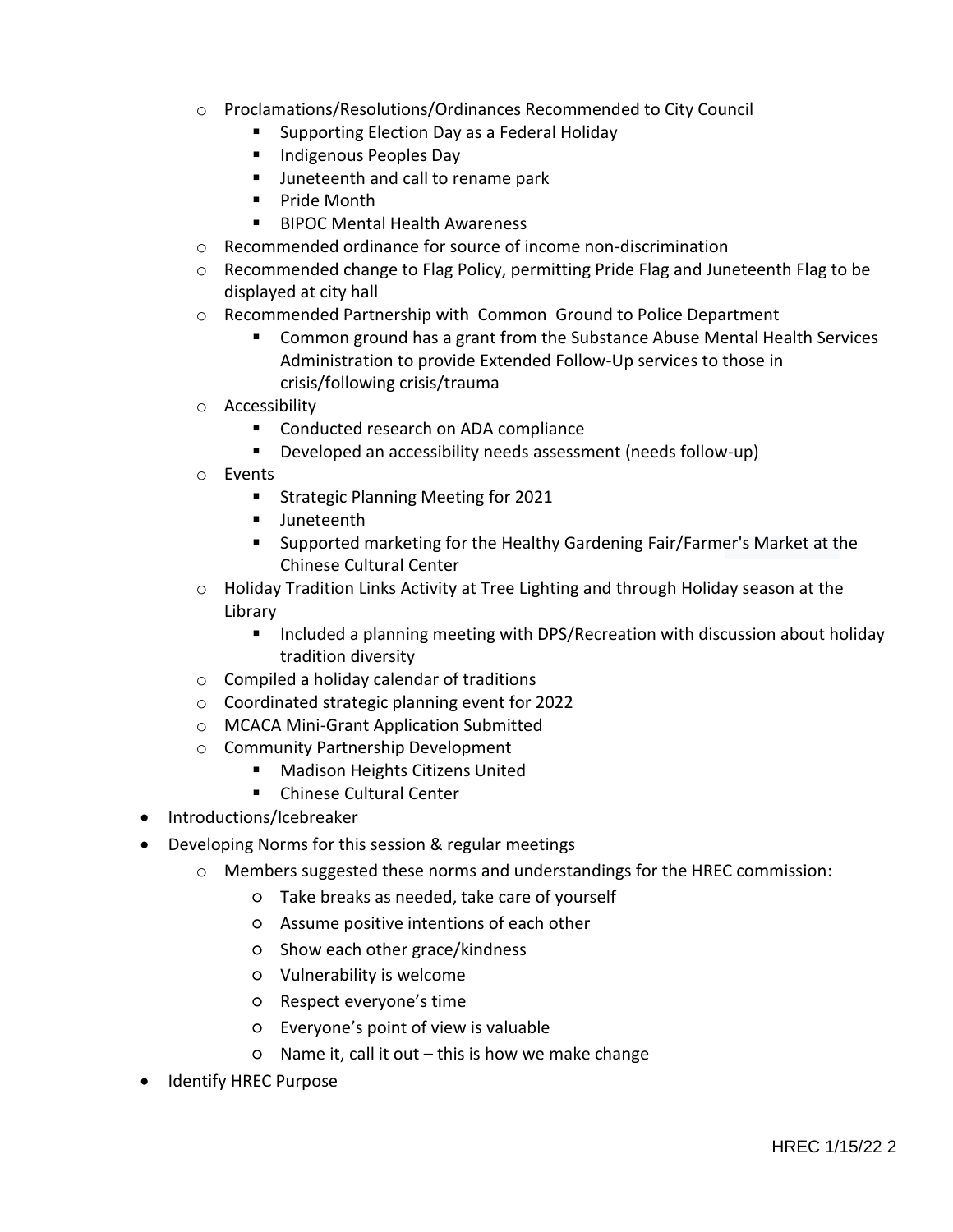- Proclamations/Resolutions/Ordinances Recommended to City Council
    - Supporting Election Day as a Federal Holiday
    - Indigenous Peoples Day
    - Juneteenth and call to rename park
    - Pride Month
    - BIPOC Mental Health Awareness
  - Recommended ordinance for source of income non-discrimination
  - Recommended change to Flag Policy, permitting Pride Flag and Juneteenth Flag to be displayed at city hall
  - Recommended Partnership with Common Ground to Police Department
    - Common ground has a grant from the Substance Abuse Mental Health Services Administration to provide Extended Follow-Up services to those in crisis/following crisis/trauma
  - Accessibility
    - Conducted research on ADA compliance
    - Developed an accessibility needs assessment (needs follow-up)
  - Events
    - Strategic Planning Meeting for 2021
    - Juneteenth
    - Supported marketing for the Healthy Gardening Fair/Farmer's Market at the Chinese Cultural Center
  - Holiday Tradition Links Activity at Tree Lighting and through Holiday season at the Library
    - Included a planning meeting with DPS/Recreation with discussion about holiday tradition diversity
  - Compiled a holiday calendar of traditions
  - Coordinated strategic planning event for 2022
  - MCACA Mini-Grant Application Submitted
  - Community Partnership Development
    - Madison Heights Citizens United
    - Chinese Cultural Center
- Introductions/Icebreaker
- Developing Norms for this session & regular meetings
  - Members suggested these norms and understandings for the HREC commission:
    - Take breaks as needed, take care of yourself
    - Assume positive intentions of each other
    - Show each other grace/kindness
    - Vulnerability is welcome
    - Respect everyone's time
    - Everyone's point of view is valuable
    - Name it, call it out – this is how we make change
- Identify HREC Purpose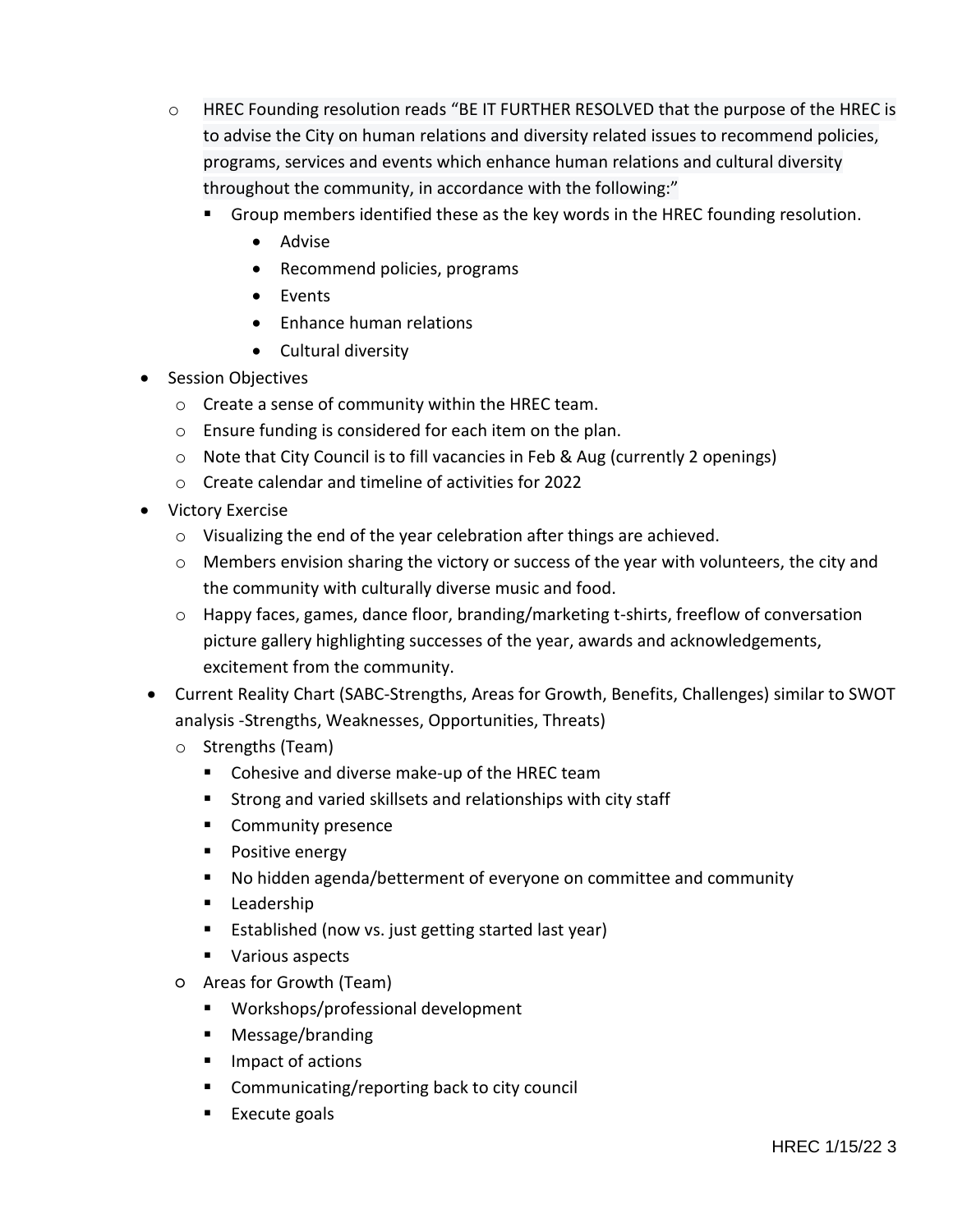- HREC Founding resolution reads "BE IT FURTHER RESOLVED that the purpose of the HREC is to advise the City on human relations and diversity related issues to recommend policies, programs, services and events which enhance human relations and cultural diversity throughout the community, in accordance with the following:"
    - Group members identified these as the key words in the HREC founding resolution.
      - Advise
      - Recommend policies, programs
      - Events
      - Enhance human relations
      - Cultural diversity
- Session Objectives
  - Create a sense of community within the HREC team.
  - Ensure funding is considered for each item on the plan.
  - Note that City Council is to fill vacancies in Feb & Aug (currently 2 openings)
  - Create calendar and timeline of activities for 2022
- Victory Exercise
  - Visualizing the end of the year celebration after things are achieved.
  - Members envision sharing the victory or success of the year with volunteers, the city and the community with culturally diverse music and food.
  - Happy faces, games, dance floor, branding/marketing t-shirts, freeflow of conversation picture gallery highlighting successes of the year, awards and acknowledgements, excitement from the community.
- Current Reality Chart (SABC-Strengths, Areas for Growth, Benefits, Challenges) similar to SWOT analysis -Strengths, Weaknesses, Opportunities, Threats)
  - Strengths (Team)
    - Cohesive and diverse make-up of the HREC team
    - Strong and varied skillsets and relationships with city staff
    - Community presence
    - Positive energy
    - No hidden agenda/betterment of everyone on committee and community
    - Leadership
    - Established (now vs. just getting started last year)
    - Various aspects
  - Areas for Growth (Team)
    - Workshops/professional development
    - Message/branding
    - Impact of actions
    - Communicating/reporting back to city council
    - Execute goals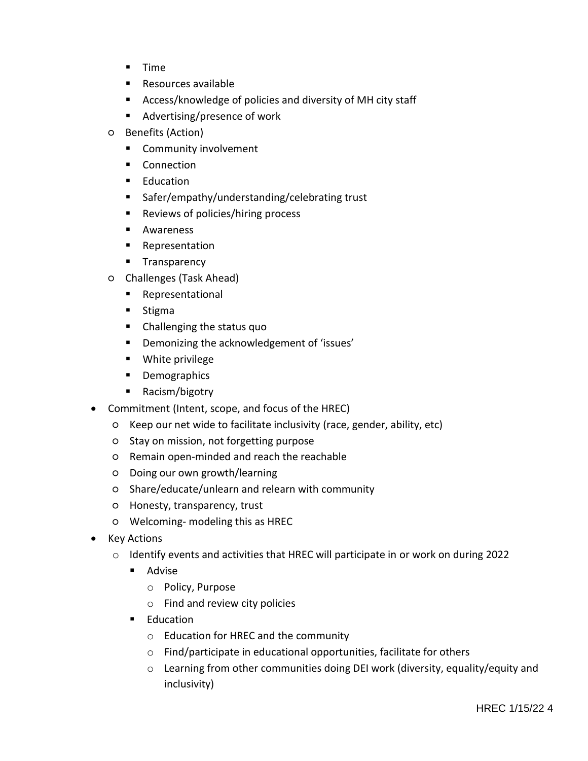- Time
        - Resources available
        - Access/knowledge of policies and diversity of MH city staff
        - Advertising/presence of work
    - Benefits (Action)
        - Community involvement
        - Connection
        - Education
        - Safer/empathy/understanding/celebrating trust
        - Reviews of policies/hiring process
        - Awareness
        - Representation
        - Transparency
    - Challenges (Task Ahead)
        - Representational
        - Stigma
        - Challenging the status quo
        - Demonizing the acknowledgement of 'issues'
        - White privilege
        - Demographics
        - Racism/bigotry
- Commitment (Intent, scope, and focus of the HREC)
    - Keep our net wide to facilitate inclusivity (race, gender, ability, etc)
    - Stay on mission, not forgetting purpose
    - Remain open-minded and reach the reachable
    - Doing our own growth/learning
    - Share/educate/unlearn and relearn with community
    - Honesty, transparency, trust
    - Welcoming- modeling this as HREC
- Key Actions
    - Identify events and activities that HREC will participate in or work on during 2022
        - Advise
            - Policy, Purpose
            - Find and review city policies
        - Education
            - Education for HREC and the community
            - Find/participate in educational opportunities, facilitate for others
            - Learning from other communities doing DEI work (diversity, equality/equity and inclusivity)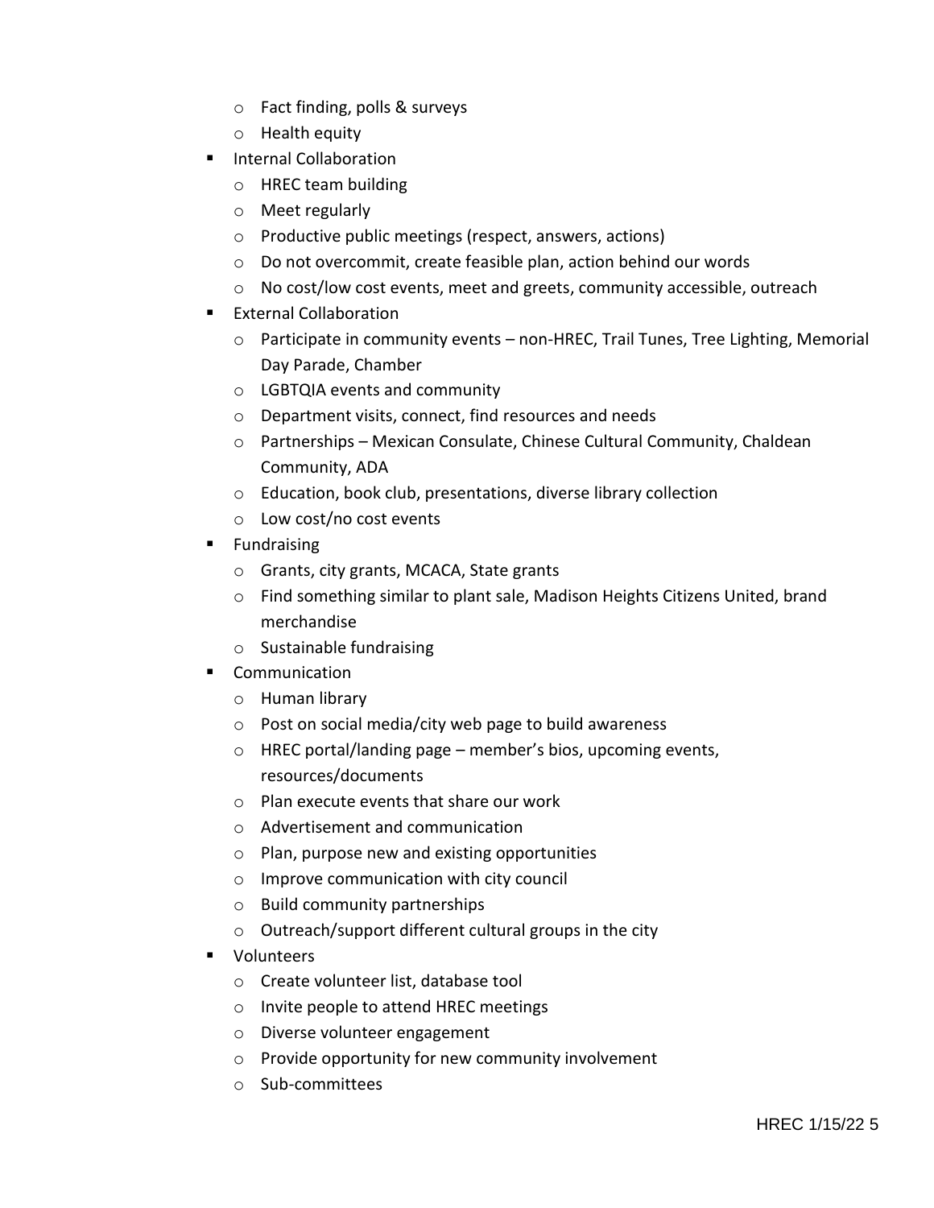- Fact finding, polls & surveys
  - Health equity
- Internal Collaboration
  - HREC team building
  - Meet regularly
  - Productive public meetings (respect, answers, actions)
  - Do not overcommit, create feasible plan, action behind our words
  - No cost/low cost events, meet and greets, community accessible, outreach
- External Collaboration
  - Participate in community events – non-HREC, Trail Tunes, Tree Lighting, Memorial Day Parade, Chamber
  - LGBTQIA events and community
  - Department visits, connect, find resources and needs
  - Partnerships – Mexican Consulate, Chinese Cultural Community, Chaldean Community, ADA
  - Education, book club, presentations, diverse library collection
  - Low cost/no cost events
- Fundraising
  - Grants, city grants, MCACA, State grants
  - Find something similar to plant sale, Madison Heights Citizens United, brand merchandise
  - Sustainable fundraising
- Communication
  - Human library
  - Post on social media/city web page to build awareness
  - HREC portal/landing page – member's bios, upcoming events, resources/documents
  - Plan execute events that share our work
  - Advertisement and communication
  - Plan, purpose new and existing opportunities
  - Improve communication with city council
  - Build community partnerships
  - Outreach/support different cultural groups in the city
- Volunteers
  - Create volunteer list, database tool
  - Invite people to attend HREC meetings
  - Diverse volunteer engagement
  - Provide opportunity for new community involvement
  - Sub-committees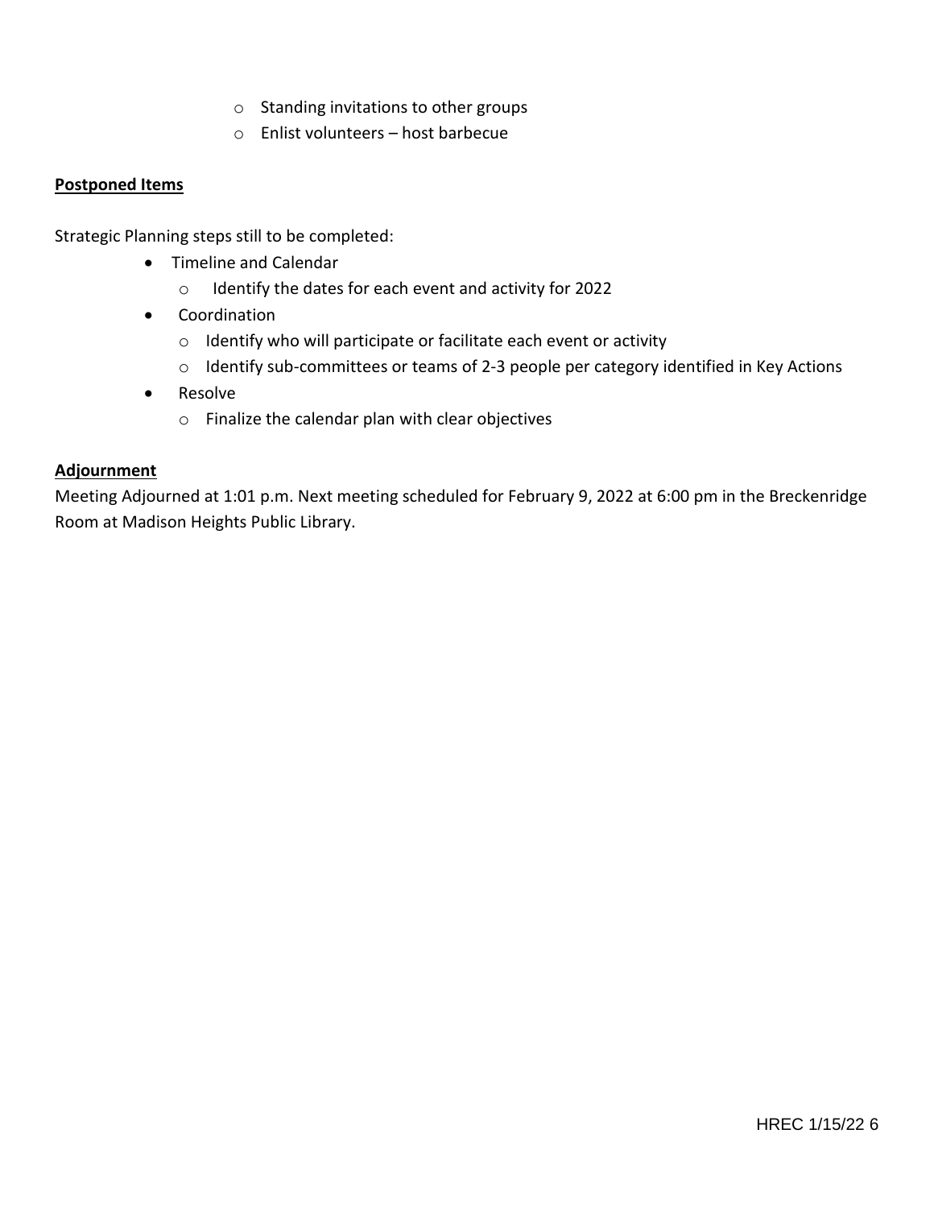- Standing invitations to other groups
  - Enlist volunteers – host barbecue

**Postponed Items**

Strategic Planning steps still to be completed:

- Timeline and Calendar
  - Identify the dates for each event and activity for 2022
- Coordination
  - Identify who will participate or facilitate each event or activity
  - Identify sub-committees or teams of 2-3 people per category identified in Key Actions
- Resolve
  - Finalize the calendar plan with clear objectives

**Adjournment**

Meeting Adjourned at 1:01 p.m. Next meeting scheduled for February 9, 2022 at 6:00 pm in the Breckenridge Room at Madison Heights Public Library.